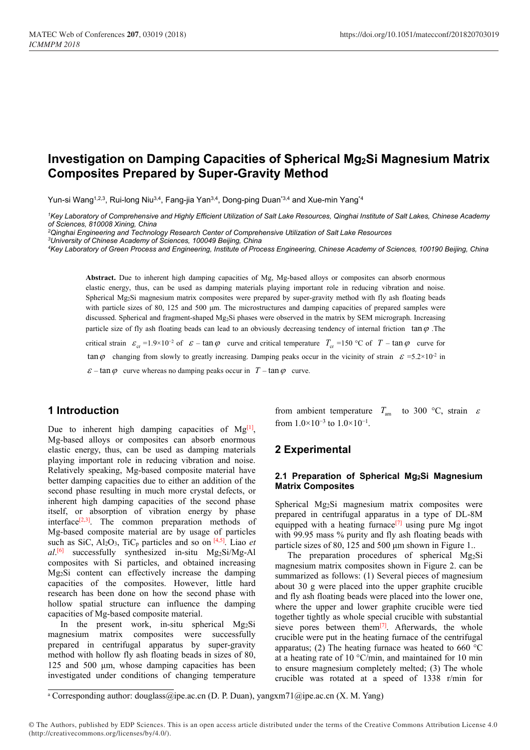# Investigation on Damping Capacities of Spherical $Mg_2Si$ Magnesium Matrix Composites Prepared by Super-Gravity Method

Yun-si Wang[1,2,3], Rui-long Niu[3,4], Fang-jia Yan[3,4], Dong-ping Duan[*3,4] and Xue-min Yang[*4]

*[1]Key Laboratory of Comprehensive and Highly Efficient Utilization of Salt Lake Resources, Qinghai Institute of Salt Lakes, Chinese Academy of Sciences, 810008 Xining, China*
*[2]Qinghai Engineering and Technology Research Center of Comprehensive Utilization of Salt Lake Resources*
*[3]University of Chinese Academy of Sciences, 100049 Beijing, China*
*[4]Key Laboratory of Green Process and Engineering, Institute of Process Engineering, Chinese Academy of Sciences, 100190 Beijing, China*

**Abstract.** Due to inherent high damping capacities of Mg, Mg-based alloys or composites can absorb enormous elastic energy, thus, can be used as damping materials playing important role in reducing vibration and noise. Spherical $Mg_2Si$ magnesium matrix composites were prepared by super-gravity method with fly ash floating beads with particle sizes of 80, 125 and 500 μm. The microstructures and damping capacities of prepared samples were discussed. Spherical and fragment-shaped $Mg_2Si$ phases were observed in the matrix by SEM micrograph. Increasing particle size of fly ash floating beads can lead to an obviously decreasing tendency of internal friction $\tan\varphi$. The critical strain $\varepsilon_{cr}=1.9\times10^{-2}$ of $\varepsilon-\tan\varphi$ curve and critical temperature $T_{cr}=150$ °C of $T-\tan\varphi$ curve for $\tan\varphi$ changing from slowly to greatly increasing. Damping peaks occur in the vicinity of strain $\varepsilon=5.2\times10^{-2}$ in $\varepsilon-\tan\varphi$ curve whereas no damping peaks occur in $T-\tan\varphi$ curve.

## 1 Introduction

Due to inherent high damping capacities of Mg[1], Mg-based alloys or composites can absorb enormous elastic energy, thus, can be used as damping materials playing important role in reducing vibration and noise. Relatively speaking, Mg-based composite material have better damping capacities due to either an addition of the second phase resulting in much more crystal defects, or inherent high damping capacities of the second phase itself, or absorption of vibration energy by phase interface[2,3]. The common preparation methods of Mg-based composite material are by usage of particles such as SiC, $Al_2O_3$, $TiC_p$ particles and so on [4,5]. Liao *et al*.[6] successfully synthesized in-situ $Mg_2Si$/Mg-Al composites with Si particles, and obtained increasing $Mg_2Si$ content can effectively increase the damping capacities of the composites. However, little hard research has been done on how the second phase with hollow spatial structure can influence the damping capacities of Mg-based composite material.

In the present work, in-situ spherical $Mg_2Si$ magnesium matrix composites were successfully prepared in centrifugal apparatus by super-gravity method with hollow fly ash floating beads in sizes of 80, 125 and 500 μm, whose damping capacities has been investigated under conditions of changing temperature from ambient temperature $T_{am}$ to 300 °C, strain $\varepsilon$ from $1.0\times10^{-3}$ to $1.0\times10^{-1}$.

## 2 Experimental

### 2.1 Preparation of Spherical $Mg_2Si$ Magnesium Matrix Composites

Spherical $Mg_2Si$ magnesium matrix composites were prepared in centrifugal apparatus in a type of DL-8M equipped with a heating furnace[7] using pure Mg ingot with 99.95 mass % purity and fly ash floating beads with particle sizes of 80, 125 and 500 μm shown in Figure 1..

The preparation procedures of spherical $Mg_2Si$ magnesium matrix composites shown in Figure 2. can be summarized as follows: (1) Several pieces of magnesium about 30 g were placed into the upper graphite crucible and fly ash floating beads were placed into the lower one, where the upper and lower graphite crucible were tied together tightly as whole special crucible with substantial sieve pores between them[7]. Afterwards, the whole crucible were put in the heating furnace of the centrifugal apparatus; (2) The heating furnace was heated to 660 °C at a heating rate of 10 °C/min, and maintained for 10 min to ensure magnesium completely melted; (3) The whole crucible was rotated at a speed of 1338 r/min for

[a] Corresponding author: douglass@ipe.ac.cn (D. P. Duan), yangxm71@ipe.ac.cn (X. M. Yang)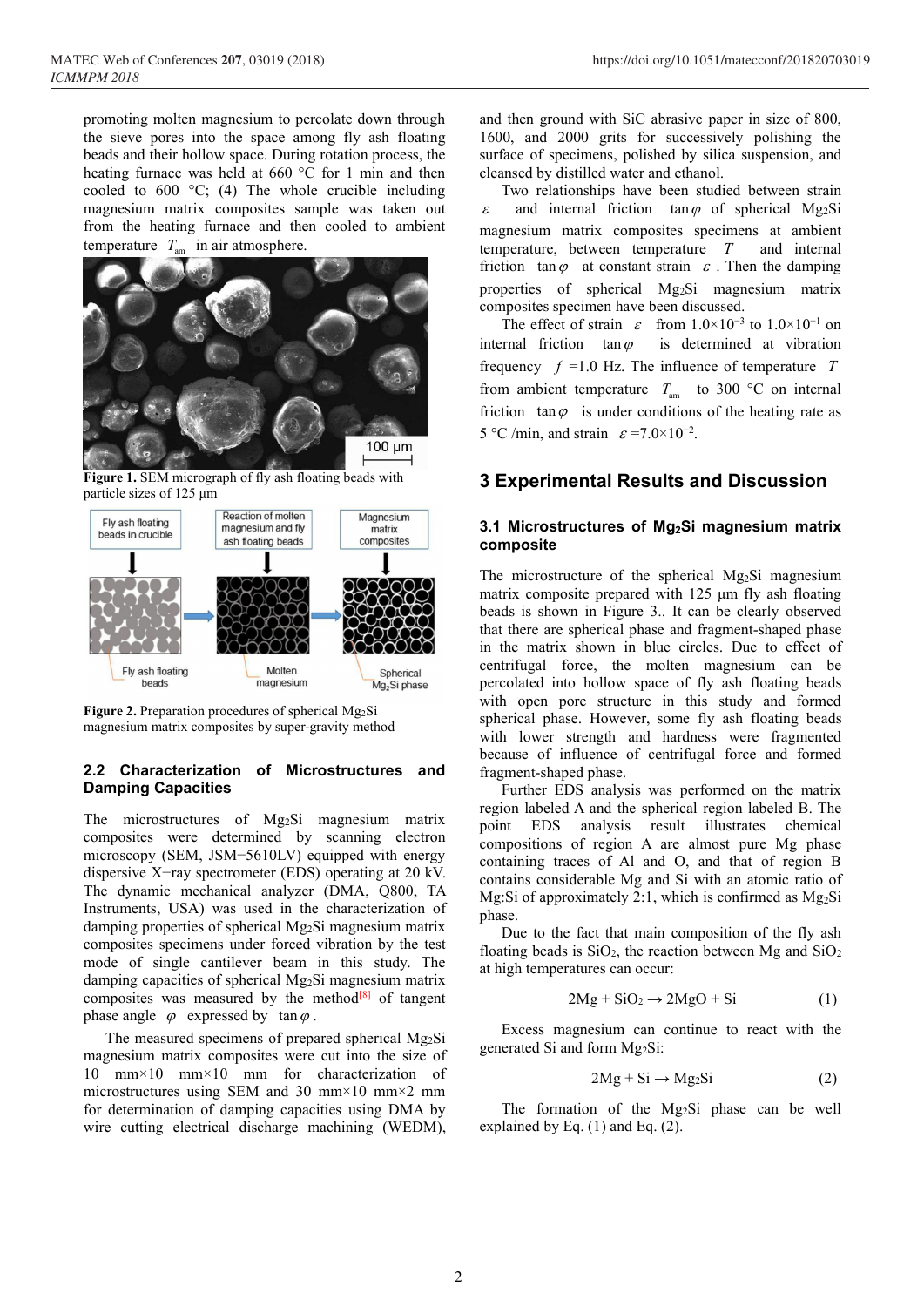promoting molten magnesium to percolate down through the sieve pores into the space among fly ash floating beads and their hollow space. During rotation process, the heating furnace was held at 660 °C for 1 min and then cooled to 600 °C; (4) The whole crucible including magnesium matrix composites sample was taken out from the heating furnace and then cooled to ambient temperature $T_{am}$ in air atmosphere.

**Figure 1.** SEM micrograph of fly ash floating beads with particle sizes of 125 μm

**Figure 2.** Preparation procedures of spherical $Mg_2Si$ magnesium matrix composites by super-gravity method

### 2.2 Characterization of Microstructures and Damping Capacities

The microstructures of $Mg_2Si$ magnesium matrix composites were determined by scanning electron microscopy (SEM, JSM−5610LV) equipped with energy dispersive X−ray spectrometer (EDS) operating at 20 kV. The dynamic mechanical analyzer (DMA, Q800, TA Instruments, USA) was used in the characterization of damping properties of spherical $Mg_2Si$ magnesium matrix composites specimens under forced vibration by the test mode of single cantilever beam in this study. The damping capacities of spherical $Mg_2Si$ magnesium matrix composites was measured by the method[8] of tangent phase angle $\varphi$ expressed by $\tan\varphi$.

The measured specimens of prepared spherical $Mg_2Si$ magnesium matrix composites were cut into the size of 10 mm×10 mm×10 mm for characterization of microstructures using SEM and 30 mm×10 mm×2 mm for determination of damping capacities using DMA by wire cutting electrical discharge machining (WEDM), and then ground with SiC abrasive paper in size of 800, 1600, and 2000 grits for successively polishing the surface of specimens, polished by silica suspension, and cleansed by distilled water and ethanol.

Two relationships have been studied between strain $\varepsilon$ and internal friction $\tan\varphi$ of spherical $Mg_2Si$ magnesium matrix composites specimens at ambient temperature, between temperature $T$ and internal friction $\tan\varphi$ at constant strain $\varepsilon$. Then the damping properties of spherical $Mg_2Si$ magnesium matrix composites specimen have been discussed.

The effect of strain $\varepsilon$ from $1.0\times10^{-3}$ to $1.0\times10^{-1}$ on internal friction $\tan\varphi$ is determined at vibration frequency $f$ =1.0 Hz. The influence of temperature $T$ from ambient temperature $T_{am}$ to 300 °C on internal friction $\tan\varphi$ is under conditions of the heating rate as 5 °C /min, and strain $\varepsilon$ =$7.0\times10^{-2}$.

## 3 Experimental Results and Discussion

### 3.1 Microstructures of $Mg_2Si$ magnesium matrix composite

The microstructure of the spherical $Mg_2Si$ magnesium matrix composite prepared with 125 μm fly ash floating beads is shown in Figure 3.. It can be clearly observed that there are spherical phase and fragment-shaped phase in the matrix shown in blue circles. Due to effect of centrifugal force, the molten magnesium can be percolated into hollow space of fly ash floating beads with open pore structure in this study and formed spherical phase. However, some fly ash floating beads with lower strength and hardness were fragmented because of influence of centrifugal force and formed fragment-shaped phase.

Further EDS analysis was performed on the matrix region labeled A and the spherical region labeled B. The point EDS analysis result illustrates chemical compositions of region A are almost pure Mg phase containing traces of Al and O, and that of region B contains considerable Mg and Si with an atomic ratio of Mg:Si of approximately 2:1, which is confirmed as $Mg_2Si$ phase.

Due to the fact that main composition of the fly ash floating beads is $SiO_2$, the reaction between Mg and $SiO_2$ at high temperatures can occur:

$$2Mg + SiO_2 \rightarrow 2MgO + Si \quad (1)$$

Excess magnesium can continue to react with the generated Si and form $Mg_2Si$:

$$2Mg + Si \rightarrow Mg_2Si \quad (2)$$

The formation of the $Mg_2Si$ phase can be well explained by Eq. (1) and Eq. (2).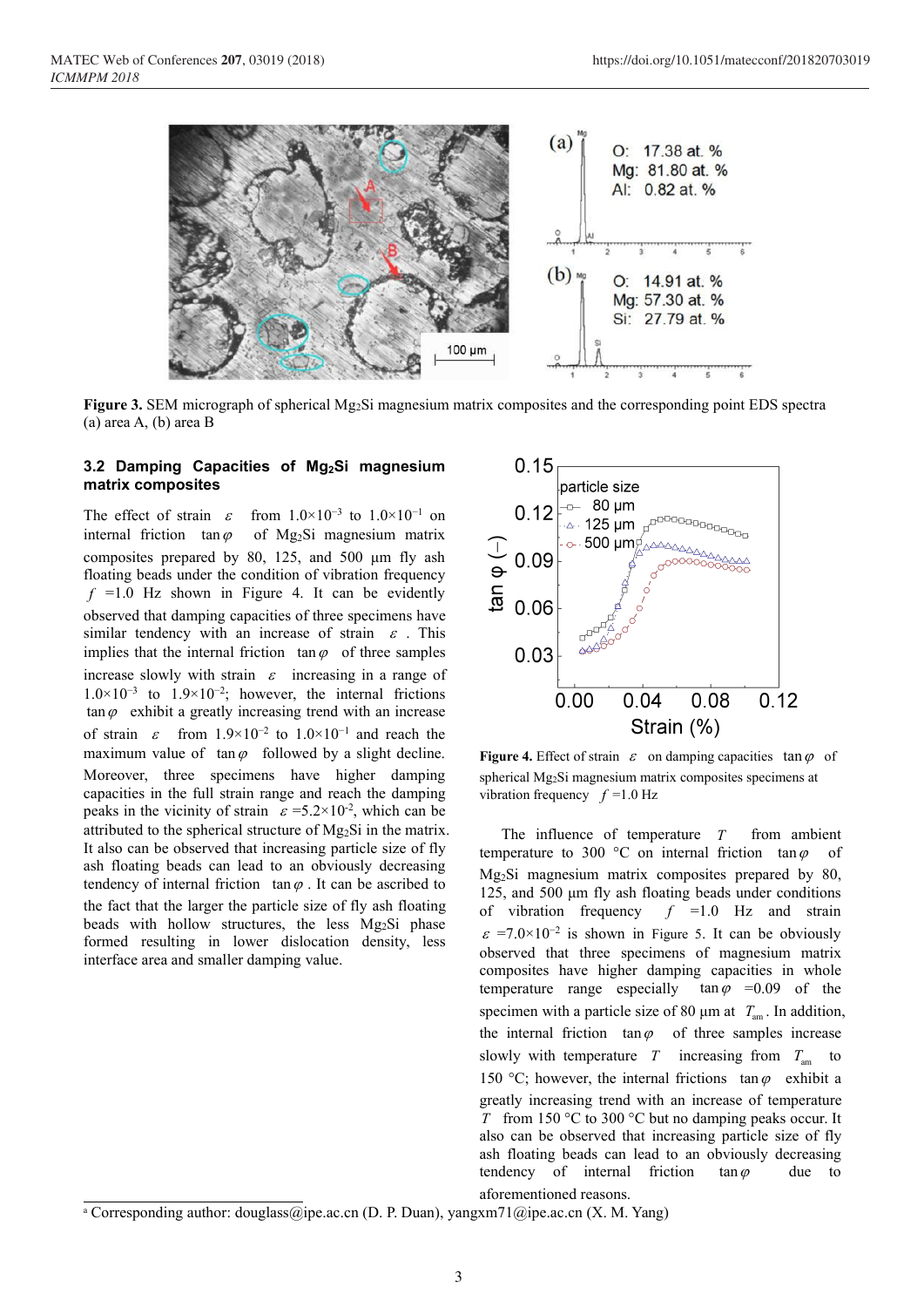**Figure 3.** SEM micrograph of spherical $Mg_2Si$ magnesium matrix composites and the corresponding point EDS spectra (a) area A, (b) area B

### 3.2 Damping Capacities of $Mg_2Si$ magnesium matrix composites

The effect of strain $\varepsilon$ from $1.0\times10^{-3}$ to $1.0\times10^{-1}$ on internal friction $\tan\varphi$ of $Mg_2Si$ magnesium matrix composites prepared by 80, 125, and 500 μm fly ash floating beads under the condition of vibration frequency $f$ =1.0 Hz shown in Figure 4. It can be evidently observed that damping capacities of three specimens have similar tendency with an increase of strain $\varepsilon$. This implies that the internal friction $\tan\varphi$ of three samples increase slowly with strain $\varepsilon$ increasing in a range of $1.0\times10^{-3}$ to $1.9\times10^{-2}$; however, the internal frictions $\tan\varphi$ exhibit a greatly increasing trend with an increase of strain $\varepsilon$ from $1.9\times10^{-2}$ to $1.0\times10^{-1}$ and reach the maximum value of $\tan\varphi$ followed by a slight decline. Moreover, three specimens have higher damping capacities in the full strain range and reach the damping peaks in the vicinity of strain $\varepsilon=5.2\times10^{-2}$, which can be attributed to the spherical structure of $Mg_2Si$ in the matrix. It also can be observed that increasing particle size of fly ash floating beads can lead to an obviously decreasing tendency of internal friction $\tan\varphi$. It can be ascribed to the fact that the larger the particle size of fly ash floating beads with hollow structures, the less $Mg_2Si$ phase formed resulting in lower dislocation density, less interface area and smaller damping value.

**Figure 4.** Effect of strain $\varepsilon$ on damping capacities $\tan\varphi$ of spherical $Mg_2Si$ magnesium matrix composites specimens at vibration frequency $f$ =1.0 Hz

The influence of temperature $T$ from ambient temperature to 300 °C on internal friction $\tan\varphi$ of $Mg_2Si$ magnesium matrix composites prepared by 80, 125, and 500 μm fly ash floating beads under conditions of vibration frequency $f$ =1.0 Hz and strain $\varepsilon=7.0\times10^{-2}$ is shown in Figure 5. It can be obviously observed that three specimens of magnesium matrix composites have higher damping capacities in whole temperature range especially $\tan\varphi$ =0.09 of the specimen with a particle size of 80 μm at $T_{am}$. In addition, the internal friction $\tan\varphi$ of three samples increase slowly with temperature $T$ increasing from $T_{am}$ to 150 °C; however, the internal frictions $\tan\varphi$ exhibit a greatly increasing trend with an increase of temperature $T$ from 150 °C to 300 °C but no damping peaks occur. It also can be observed that increasing particle size of fly ash floating beads can lead to an obviously decreasing tendency of internal friction $\tan\varphi$ due to aforementioned reasons.

[a] Corresponding author: douglass@ipe.ac.cn (D. P. Duan), yangxm71@ipe.ac.cn (X. M. Yang)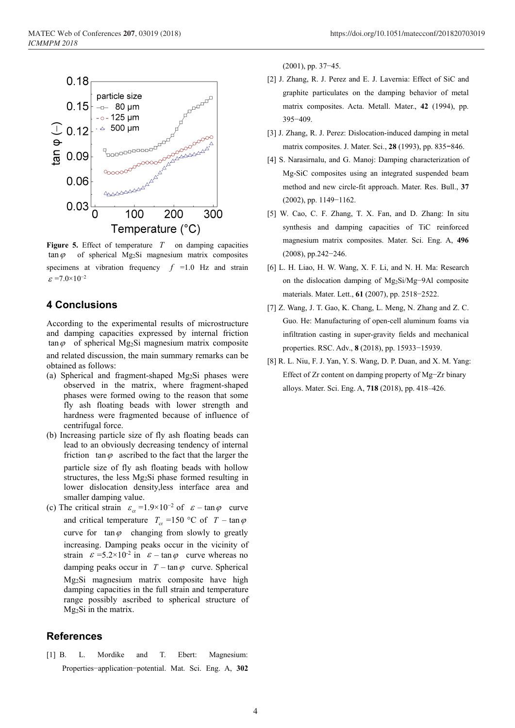0.18
0.15
0.12
0.09
0.06
0.03
tan φ (−)
0
100
200
300
Temperature (°C)
particle size
80 μm
125 μm
500 μm

**Figure 5.** Effect of temperature $T$ on damping capacities $\tan\varphi$ of spherical $Mg_2Si$ magnesium matrix composites specimens at vibration frequency $f$ =1.0 Hz and strain $\varepsilon$ =7.0×10$^{-2}$

## 4 Conclusions

According to the experimental results of microstructure and damping capacities expressed by internal friction $\tan\varphi$ of spherical $Mg_2Si$ magnesium matrix composite and related discussion, the main summary remarks can be obtained as follows:

(a) Spherical and fragment-shaped $Mg_2Si$ phases were observed in the matrix, where fragment-shaped phases were formed owing to the reason that some fly ash floating beads with lower strength and hardness were fragmented because of influence of centrifugal force.

(b) Increasing particle size of fly ash floating beads can lead to an obviously decreasing tendency of internal friction $\tan\varphi$ ascribed to the fact that the larger the particle size of fly ash floating beads with hollow structures, the less $Mg_2Si$ phase formed resulting in lower dislocation density,less interface area and smaller damping value.

(c) The critical strain $\varepsilon_{cr}$ =1.9×10$^{-2}$ of $\varepsilon-\tan\varphi$ curve and critical temperature $T_{cr}$ =150 °C of $T-\tan\varphi$ curve for $\tan\varphi$ changing from slowly to greatly increasing. Damping peaks occur in the vicinity of strain $\varepsilon$ =5.2×10$^{-2}$ in $\varepsilon-\tan\varphi$ curve whereas no damping peaks occur in $T-\tan\varphi$ curve. Spherical $Mg_2Si$ magnesium matrix composite have high damping capacities in the full strain and temperature range possibly ascribed to spherical structure of $Mg_2Si$ in the matrix.

## References

[1] B. L. Mordike and T. Ebert: Magnesium: Properties−application−potential. Mat. Sci. Eng. A, **302** (2001), pp. 37−45.

[2] J. Zhang, R. J. Perez and E. J. Lavernia: Effect of SiC and graphite particulates on the damping behavior of metal matrix composites. Acta. Metall. Mater., **42** (1994), pp. 395−409.

[3] J. Zhang, R. J. Perez: Dislocation-induced damping in metal matrix composites. J. Mater. Sci., **28** (1993), pp. 835−846.

[4] S. Narasirnalu, and G. Manoj: Damping characterization of Mg-SiC composites using an integrated suspended beam method and new circle-fit approach. Mater. Res. Bull., **37** (2002), pp. 1149−1162.

[5] W. Cao, C. F. Zhang, T. X. Fan, and D. Zhang: In situ synthesis and damping capacities of TiC reinforced magnesium matrix composites. Mater. Sci. Eng. A, **496** (2008), pp.242−246.

[6] L. H. Liao, H. W. Wang, X. F. Li, and N. H. Ma: Research on the dislocation damping of $Mg_2Si$/Mg−9Al composite materials. Mater. Lett., **61** (2007), pp. 2518−2522.

[7] Z. Wang, J. T. Gao, K. Chang, L. Meng, N. Zhang and Z. C. Guo. He: Manufacturing of open-cell aluminum foams via infiltration casting in super-gravity fields and mechanical properties. RSC. Adv., **8** (2018), pp. 15933−15939.

[8] R. L. Niu, F. J. Yan, Y. S. Wang, D. P. Duan, and X. M. Yang: Effect of Zr content on damping property of Mg−Zr binary alloys. Mater. Sci. Eng. A, **718** (2018), pp. 418–426.